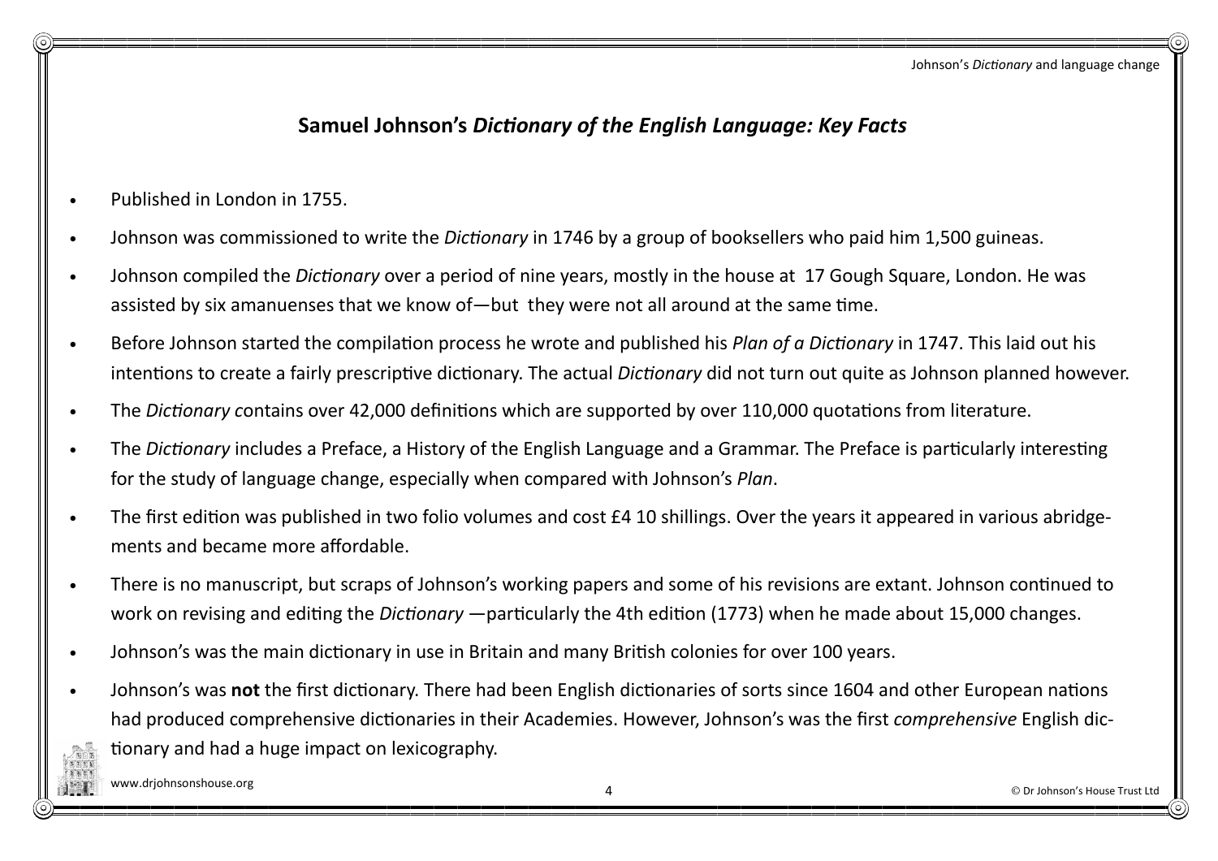## Samuel Johnson's *Dictionary of the English Language: Key Facts*

- Published in London in 1755.
- Johnson was commissioned to write the *Dictionary* in 1746 by a group of booksellers who paid him 1,500 guineas.
- Johnson compiled the *Dictionary* over a period of nine years, mostly in the house at 17 Gough Square, London. He was assisted by six amanuenses that we know of—but they were not all around at the same time.
- Before Johnson started the compilation process he wrote and published his *Plan of a Dictionary* in 1747. This laid out his intentions to create a fairly prescriptive dictionary. The actual *Dictionary* did not turn out quite as Johnson planned however.
- The *Dictionary* contains over 42,000 definitions which are supported by over 110,000 quotations from literature.
- The *Dictionary* includes a Preface, a History of the English Language and a Grammar. The Preface is particularly interesting for the study of language change, especially when compared with Johnson's *Plan*.
- The first edition was published in two folio volumes and cost £4 10 shillings. Over the years it appeared in various abridgements and became more affordable.
- There is no manuscript, but scraps of Johnson's working papers and some of his revisions are extant. Johnson continued to work on revising and editing the *Dictionary* —particularly the 4th edition (1773) when he made about 15,000 changes.
- Johnson's was the main dictionary in use in Britain and many British colonies for over 100 years.
- Johnson's was **not** the first dictionary. There had been English dictionaries of sorts since 1604 and other European nations had produced comprehensive dictionaries in their Academies. However, Johnson's was the first *comprehensive* English dictionary and had a huge impact on lexicography.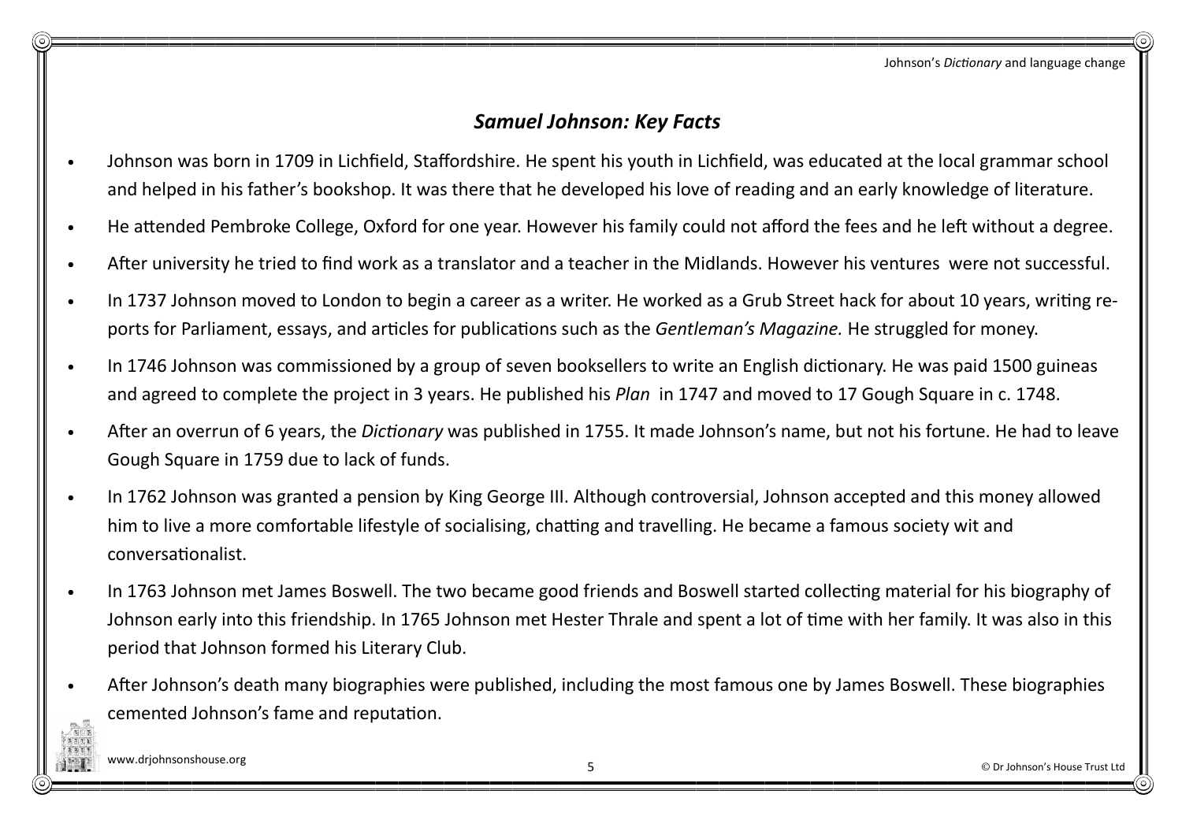## ***Samuel Johnson: Key Facts***

- Johnson was born in 1709 in Lichfield, Staffordshire. He spent his youth in Lichfield, was educated at the local grammar school and helped in his father's bookshop. It was there that he developed his love of reading and an early knowledge of literature.
- He attended Pembroke College, Oxford for one year. However his family could not afford the fees and he left without a degree.
- After university he tried to find work as a translator and a teacher in the Midlands. However his ventures were not successful.
- In 1737 Johnson moved to London to begin a career as a writer. He worked as a Grub Street hack for about 10 years, writing reports for Parliament, essays, and articles for publications such as the *Gentleman's Magazine.* He struggled for money.
- In 1746 Johnson was commissioned by a group of seven booksellers to write an English dictionary. He was paid 1500 guineas and agreed to complete the project in 3 years. He published his *Plan* in 1747 and moved to 17 Gough Square in c. 1748.
- After an overrun of 6 years, the *Dictionary* was published in 1755. It made Johnson's name, but not his fortune. He had to leave Gough Square in 1759 due to lack of funds.
- In 1762 Johnson was granted a pension by King George III. Although controversial, Johnson accepted and this money allowed him to live a more comfortable lifestyle of socialising, chatting and travelling. He became a famous society wit and conversationalist.
- In 1763 Johnson met James Boswell. The two became good friends and Boswell started collecting material for his biography of Johnson early into this friendship. In 1765 Johnson met Hester Thrale and spent a lot of time with her family. It was also in this period that Johnson formed his Literary Club.
- After Johnson's death many biographies were published, including the most famous one by James Boswell. These biographies cemented Johnson's fame and reputation.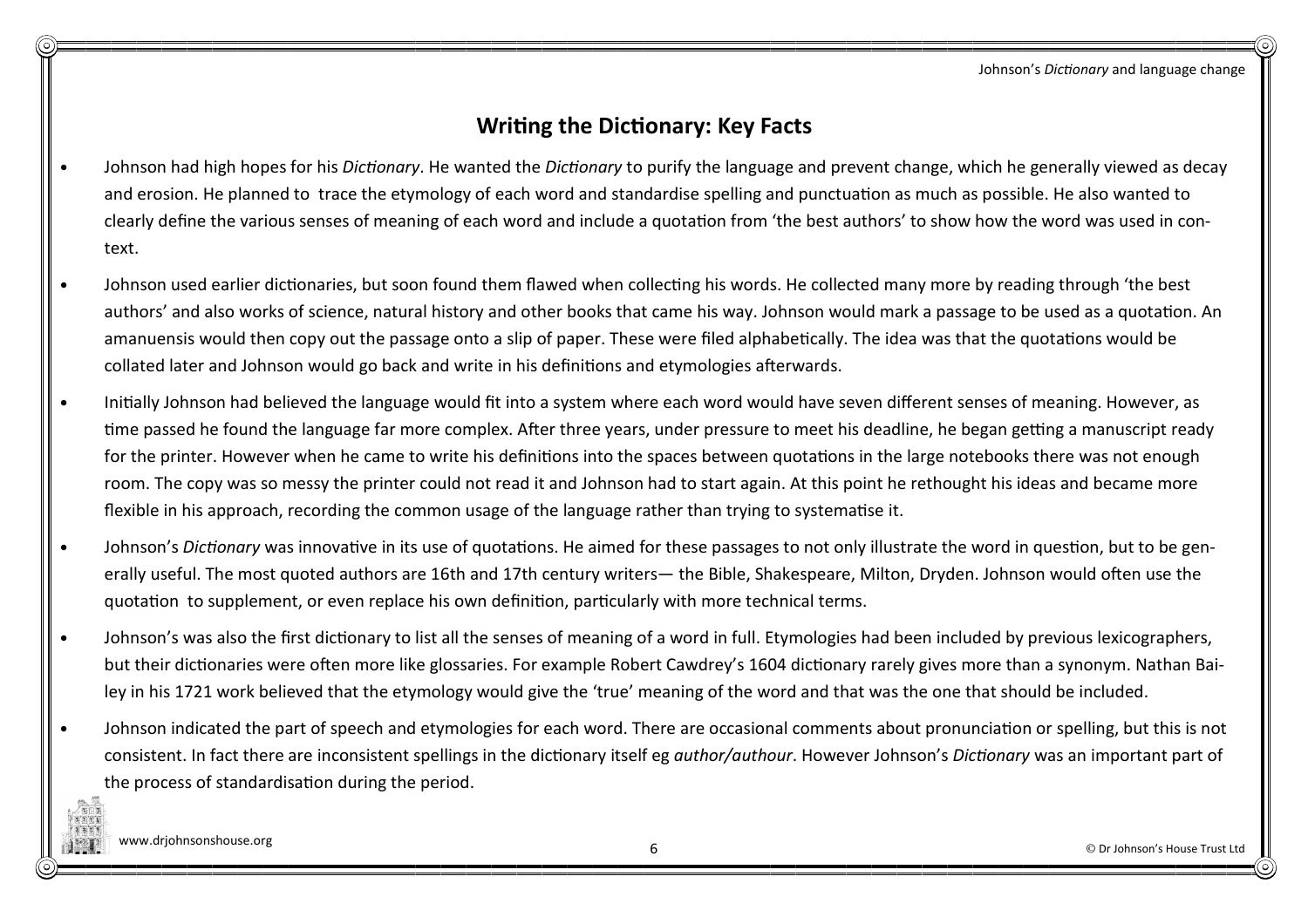## Writing the Dictionary: Key Facts

- Johnson had high hopes for his *Dictionary*. He wanted the *Dictionary* to purify the language and prevent change, which he generally viewed as decay and erosion. He planned to trace the etymology of each word and standardise spelling and punctuation as much as possible. He also wanted to clearly define the various senses of meaning of each word and include a quotation from 'the best authors' to show how the word was used in context.
- Johnson used earlier dictionaries, but soon found them flawed when collecting his words. He collected many more by reading through 'the best authors' and also works of science, natural history and other books that came his way. Johnson would mark a passage to be used as a quotation. An amanuensis would then copy out the passage onto a slip of paper. These were filed alphabetically. The idea was that the quotations would be collated later and Johnson would go back and write in his definitions and etymologies afterwards.
- Initially Johnson had believed the language would fit into a system where each word would have seven different senses of meaning. However, as time passed he found the language far more complex. After three years, under pressure to meet his deadline, he began getting a manuscript ready for the printer. However when he came to write his definitions into the spaces between quotations in the large notebooks there was not enough room. The copy was so messy the printer could not read it and Johnson had to start again. At this point he rethought his ideas and became more flexible in his approach, recording the common usage of the language rather than trying to systematise it.
- Johnson's *Dictionary* was innovative in its use of quotations. He aimed for these passages to not only illustrate the word in question, but to be generally useful. The most quoted authors are 16th and 17th century writers— the Bible, Shakespeare, Milton, Dryden. Johnson would often use the quotation to supplement, or even replace his own definition, particularly with more technical terms.
- Johnson's was also the first dictionary to list all the senses of meaning of a word in full. Etymologies had been included by previous lexicographers, but their dictionaries were often more like glossaries. For example Robert Cawdrey's 1604 dictionary rarely gives more than a synonym. Nathan Bailey in his 1721 work believed that the etymology would give the 'true' meaning of the word and that was the one that should be included.
- Johnson indicated the part of speech and etymologies for each word. There are occasional comments about pronunciation or spelling, but this is not consistent. In fact there are inconsistent spellings in the dictionary itself eg *author/authour*. However Johnson's *Dictionary* was an important part of the process of standardisation during the period.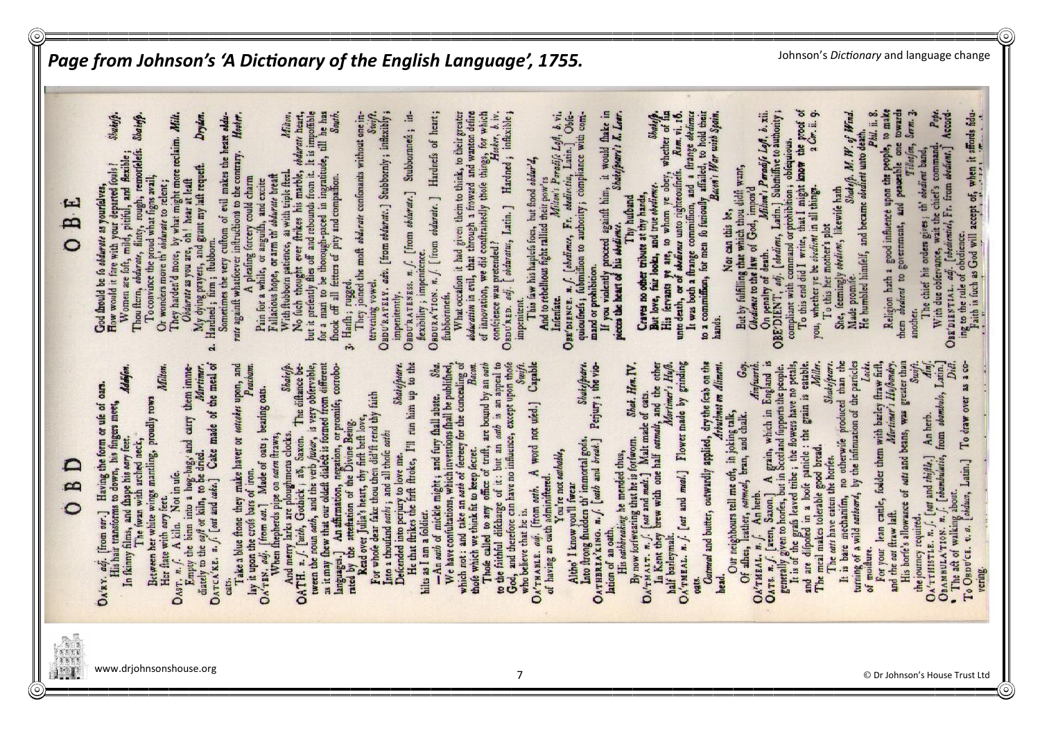# *Page from Johnson's 'A Dictionary of the English Language', 1755.*

O B D

OA'RY. *adj.* [from *oar*.] Having the form or use of oars.

> His hair transforms to down, his fingers meet,
> In skinny films, and shape his *oary* feet. *Addison.*
> The swan with arched neck,
> Between her white wings mantling, proudly rows
> Her state with *oary* feet. *Milton.*

OAST, *n. s.* A kiln. Not in use.

Empty the binn into a hog-bag, and carry them immediately to the *oast* or kiln, to be dried. *Mortimer.*

OA'TCAKE. *n. s.* [*oat* and *cake*.] Cake made of the meal of oats.

Take a blue stone they make haver or *oatcakes* upon, and lay it upon the cross bars of iron. *Peacham.*

OA'TEN. *adj.* [from *oat*.] Made of oats; bearing oats.

> When shepherds pipe on *oaten* straws,
> And merry larks are ploughmens clocks. *Shakesp.*

OATH. *n. s.* [*aith*, Gothick; *að*, Saxon. The distance between the noun *oath*, and the verb *swear*, is very observable, as it may shew that our oldest dialect is formed from different languages.] An affirmation, negation, or promise, corroborated by the attestation of the Divine Being.

> Read over Julia's heart, thy first best love,
> For whose dear sake thou then did'st rend thy faith
> Into a thousand *oaths*; and all those *oaths*
> Descended into perjury to love me. *Shakespeare.*

He that strikes the first stroke, I'll run him up to the hilts as I am a soldier. *Sha.*

—An *oath* of mickle might; and fury shall abate. *Sha.*

We have consultations, which inventions shall be published, which not: and take an *oath* of secrecy for the concealing of those which we think fit to keep secret. *Bacon.*

Those called to any office of trust, are bound by an *oath* to the faithful discharge of it: but an *oath* is an appeal to God, and therefore can have no influence, except upon those who believe that he is. *Swift.*

OA'THABLE. *adj.* [from *oath*. A word not used.] Capable of having an oath administered.

> You're not *oathable*,
> Altho' I know you'll swear
> Into strong shudders th' immortal gods. *Shakespeare.*

OATHBREA'KING. *n. s.* [*oath* and *break*.] Perjury; the violation of an oath.

> His *oathbreaking* he mended thus,
> By now forswearing that he is forsworn. *Shak. Hen. IV.*

OA'TMALT. *n. s.* [*oat* and *malt*.] Malt made of oats.

In Kent they brew with one half *oatmalt*, and the other half barleymalt. *Mortimer's Husb.*

OA'TMEAL. *n. s.* [*oat* and *meal*.] Flower made by grinding oats.

*Oatmeal* and butter, outwardly applied, dry the scab on the head. *Arbuthnot on Aliment.*

> Our neighbours tell me oft, in joking talk,
> Of ashes, leather, *oatmeal*, bran, and chalk. *Gay.*

OA'TMEAL. *n. s.* An herb. *Ainsworth.*

OATS. *n. s.* [*aten*, Saxon.] A grain, which in England is generally given to horses, but in Scotland supports the people.

It is of the grass leaved tribe; the flowers have no petals, and are disposed in a loose panicle: the grain is eatable. The meal makes tolerable good bread. *Miller.*

The *oats* have eaten the horses. *Shakespeare.*

It is bare mechanism, no otherwise produced than the turning of a wild *oatbeard*, by the insinuation of the particles of moisture. *Locke.*

For your lean cattle, fodder them with barley straw first, and the *oat* straw last. *Mortimer's Husbandry.*

His horse's allowance of *oats* and beans, was greater than the journey required. *Swift.*

OA'TTHISTLE. *n. s.* [*oat* and *thistle*.] An herb. *Ainf.*

OBAMBULA'TION. *n. s.* [*obambulatio*, from *obambulo*, Latin.] The act of walking about. *Dict.*

To OBDU'CE. *v. a.* [*obduco*, Latin.] To draw over as a covering.

O B E

> God should be so *obdurate* as yourselves,
> How would it fare with your departed souls? *Shakesp.*
> Women are soft, mild, pitiful, and flexible;
> Thou stern, *obdurate*, flinty, rough, remorseless. *Shakesp.*
> To convince the proud what signs avail,
> Or wonders move th' *obdurate* to relent;
> They harden'd more, by what might more reclaim. *Milt.*
> *Obdurate* as you are, oh! hear at least
> My dying prayers, and grant my last request. *Dryden.*

2. Hardned; firm; stubborn.

Sometimes the very custom of evil makes the heart *obdurate* against whatsoever instructions to the contrary. *Hooker.*

> A pleasing sorcery could charm
> Pain for a while, or anguish, and excite
> Fallacious hope, or arm th' *obdurate* breast
> With stubborn patience, as with triple steel. *Milton.*

No such thought ever strikes his marble, *obdurate* heart, but it presently flies off and rebounds from it. It is impossible for a man to be thorough-paced in ingratitude, till he has shook off all fetters of pity and compassion. *South.*

3. Harsh; rugged.

They joined the most *obdurate* consonants without one intervening vowel. *Swift.*

OBDU'RATELY. *adv.* [from *obdurate*.] Stubbornly; inflexibly; impenitently.

OBDU'RATENESS. *n. s.* [from *obdurate*.] Stubbornness; inflexibility; impenitence.

OBDURA'TION. *n. s.* [from *obdurate*.] Hardness of heart; stubbornness.

What occasion it had given them to think, to their greater *obduration* in evil, that through a froward and wanton desire of innovation, we did constrainedly those things, for which conscience was pretended? *Hooker, b. iv.*

OBDU'RED. *adj.* [*obduratus*, Latin.] Hardned; inflexible; impenitent.

> This saw his hapless foes, but stood *obdur'd*,
> And to rebellious fight rallied their pow'rs
> Insensate. *Milton's Paradise Lost, b. vi.*

OBE'DIENCE. *n. s.* [*obedience*, Fr. *obedientia*, Latin.] Obsequiousness; submission to authority; compliance with command or prohibition.

If you violently proceed against him, it would shake in pieces the heart of his *obedience*. *Shakespeare's K. Lear.*

> Thy husband
> Craves no other tribute at thy hands,
> But love, fair looks, and true *obedience*. *Shakesp.*

His servants ye are, to whom ye obey, whether of sin unto death, or of *obedience* unto righteousness. *Rom. vi. 16.*

It was both a strange commission, and a strange *obedience* to a commission, for men so furiously assailed, to hold their hands. *Bacon's War with Spain.*

> Nor can this be,
> But by fulfilling that which thou didst want,
> *Obedience* to the law of God, impos'd
> On penalty of death. *Milton's Paradise Lost, b. xii.*

OBE'DIENT, *adj.* [*obediens*, Latin.] Submissive to authority; compliant with command or prohibition; obsequious.

To this end did I write, that I might know the proof of you, whether ye be *obedient* in all things. *2 Cor. ii. 9.*

> To this her mother's plot
> She, seemingly *obedient*, likewise hath
> Made promise. *Shakesp. M. W. of Wind.*

He humbled himself, and became *obedient* unto death. *Phil. ii. 8.*

Religion hath a good influence upon the people, to make them *obedient* to government, and peaceable one towards another. *Tillotson, Serm. 3.*

> The chief his orders gives; th' *obedient* band,
> With due observance, wait the chief's command. *Pope.*

OBEDIE'NTIAL. *adj.* [*obedientiel*, Fr. from *obedient*.] According to the rule of obedience.

Faith is such as God will accept of, when it affords fidu-